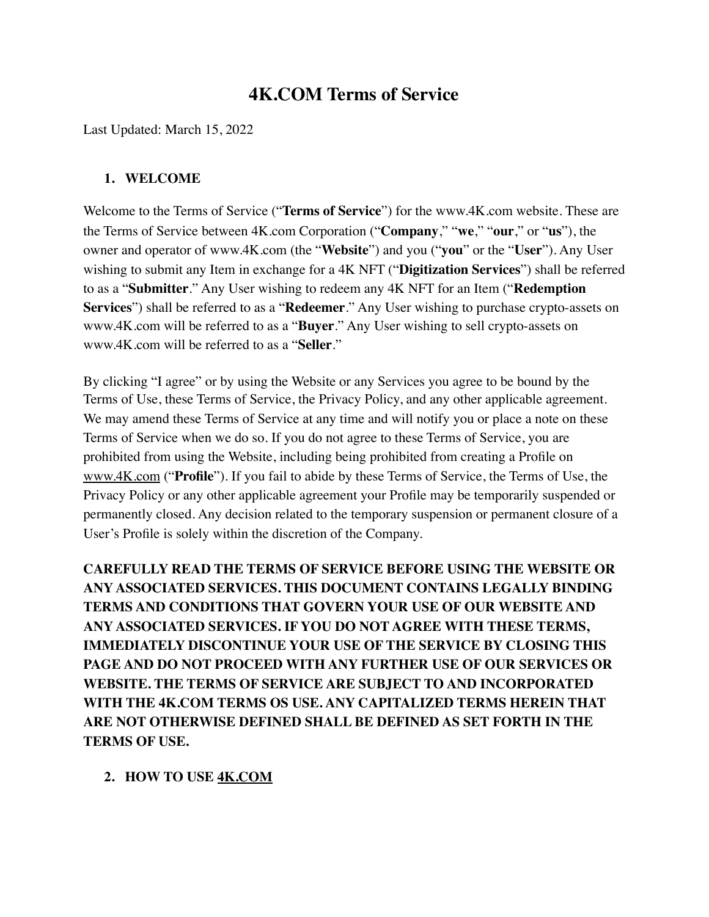# 4K.COM Terms of Service

Last Updated: March 15, 2022

## 1. WELCOME

Welcome to the Terms of Service ("**Terms of Service**") for the www.4K.com website. These are the Terms of Service between 4K.com Corporation ("**Company**," "**we**," "**our**," or "**us**"), the owner and operator of www.4K.com (the "**Website**") and you ("**you**" or the "**User**"). Any User wishing to submit any Item in exchange for a 4K NFT ("**Digitization Services**") shall be referred to as a "**Submitter**." Any User wishing to redeem any 4K NFT for an Item ("**Redemption Services**") shall be referred to as a "**Redeemer**." Any User wishing to purchase crypto-assets on www.4K.com will be referred to as a "**Buyer**." Any User wishing to sell crypto-assets on www.4K.com will be referred to as a "**Seller**."

By clicking "I agree" or by using the Website or any Services you agree to be bound by the Terms of Use, these Terms of Service, the Privacy Policy, and any other applicable agreement. We may amend these Terms of Service at any time and will notify you or place a note on these Terms of Service when we do so. If you do not agree to these Terms of Service, you are prohibited from using the Website, including being prohibited from creating a Profile on www.4K.com ("**Profile**"). If you fail to abide by these Terms of Service, the Terms of Use, the Privacy Policy or any other applicable agreement your Profile may be temporarily suspended or permanently closed. Any decision related to the temporary suspension or permanent closure of a User's Profile is solely within the discretion of the Company.

**CAREFULLY READ THE TERMS OF SERVICE BEFORE USING THE WEBSITE OR ANY ASSOCIATED SERVICES. THIS DOCUMENT CONTAINS LEGALLY BINDING TERMS AND CONDITIONS THAT GOVERN YOUR USE OF OUR WEBSITE AND ANY ASSOCIATED SERVICES. IF YOU DO NOT AGREE WITH THESE TERMS, IMMEDIATELY DISCONTINUE YOUR USE OF THE SERVICE BY CLOSING THIS PAGE AND DO NOT PROCEED WITH ANY FURTHER USE OF OUR SERVICES OR WEBSITE. THE TERMS OF SERVICE ARE SUBJECT TO AND INCORPORATED WITH THE 4K.COM TERMS OS USE. ANY CAPITALIZED TERMS HEREIN THAT ARE NOT OTHERWISE DEFINED SHALL BE DEFINED AS SET FORTH IN THE TERMS OF USE.**

## 2. HOW TO USE 4K.COM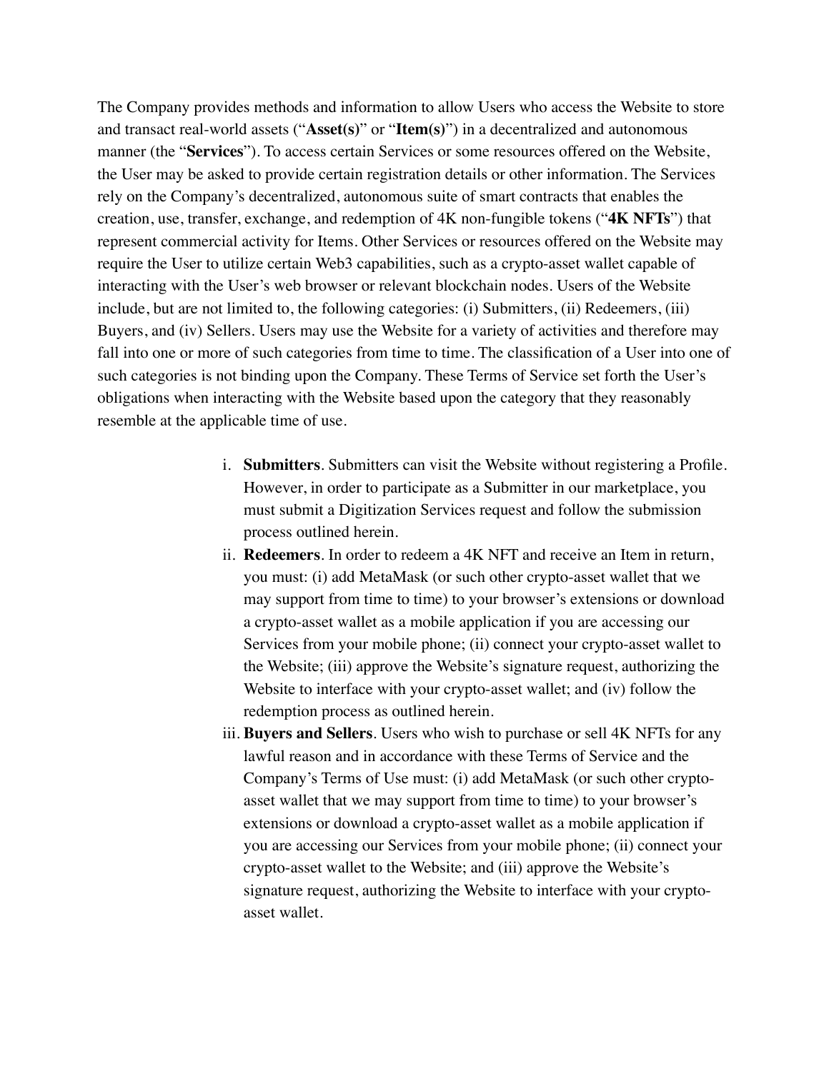The Company provides methods and information to allow Users who access the Website to store and transact real-world assets ("**Asset(s)**" or "**Item(s)**") in a decentralized and autonomous manner (the "**Services**"). To access certain Services or some resources offered on the Website, the User may be asked to provide certain registration details or other information. The Services rely on the Company's decentralized, autonomous suite of smart contracts that enables the creation, use, transfer, exchange, and redemption of 4K non-fungible tokens ("**4K NFTs**") that represent commercial activity for Items. Other Services or resources offered on the Website may require the User to utilize certain Web3 capabilities, such as a crypto-asset wallet capable of interacting with the User's web browser or relevant blockchain nodes. Users of the Website include, but are not limited to, the following categories: (i) Submitters, (ii) Redeemers, (iii) Buyers, and (iv) Sellers. Users may use the Website for a variety of activities and therefore may fall into one or more of such categories from time to time. The classification of a User into one of such categories is not binding upon the Company. These Terms of Service set forth the User's obligations when interacting with the Website based upon the category that they reasonably resemble at the applicable time of use.

i. **Submitters**. Submitters can visit the Website without registering a Profile. However, in order to participate as a Submitter in our marketplace, you must submit a Digitization Services request and follow the submission process outlined herein.

ii. **Redeemers**. In order to redeem a 4K NFT and receive an Item in return, you must: (i) add MetaMask (or such other crypto-asset wallet that we may support from time to time) to your browser's extensions or download a crypto-asset wallet as a mobile application if you are accessing our Services from your mobile phone; (ii) connect your crypto-asset wallet to the Website; (iii) approve the Website's signature request, authorizing the Website to interface with your crypto-asset wallet; and (iv) follow the redemption process as outlined herein.

iii. **Buyers and Sellers**. Users who wish to purchase or sell 4K NFTs for any lawful reason and in accordance with these Terms of Service and the Company's Terms of Use must: (i) add MetaMask (or such other crypto-asset wallet that we may support from time to time) to your browser's extensions or download a crypto-asset wallet as a mobile application if you are accessing our Services from your mobile phone; (ii) connect your crypto-asset wallet to the Website; and (iii) approve the Website's signature request, authorizing the Website to interface with your crypto-asset wallet.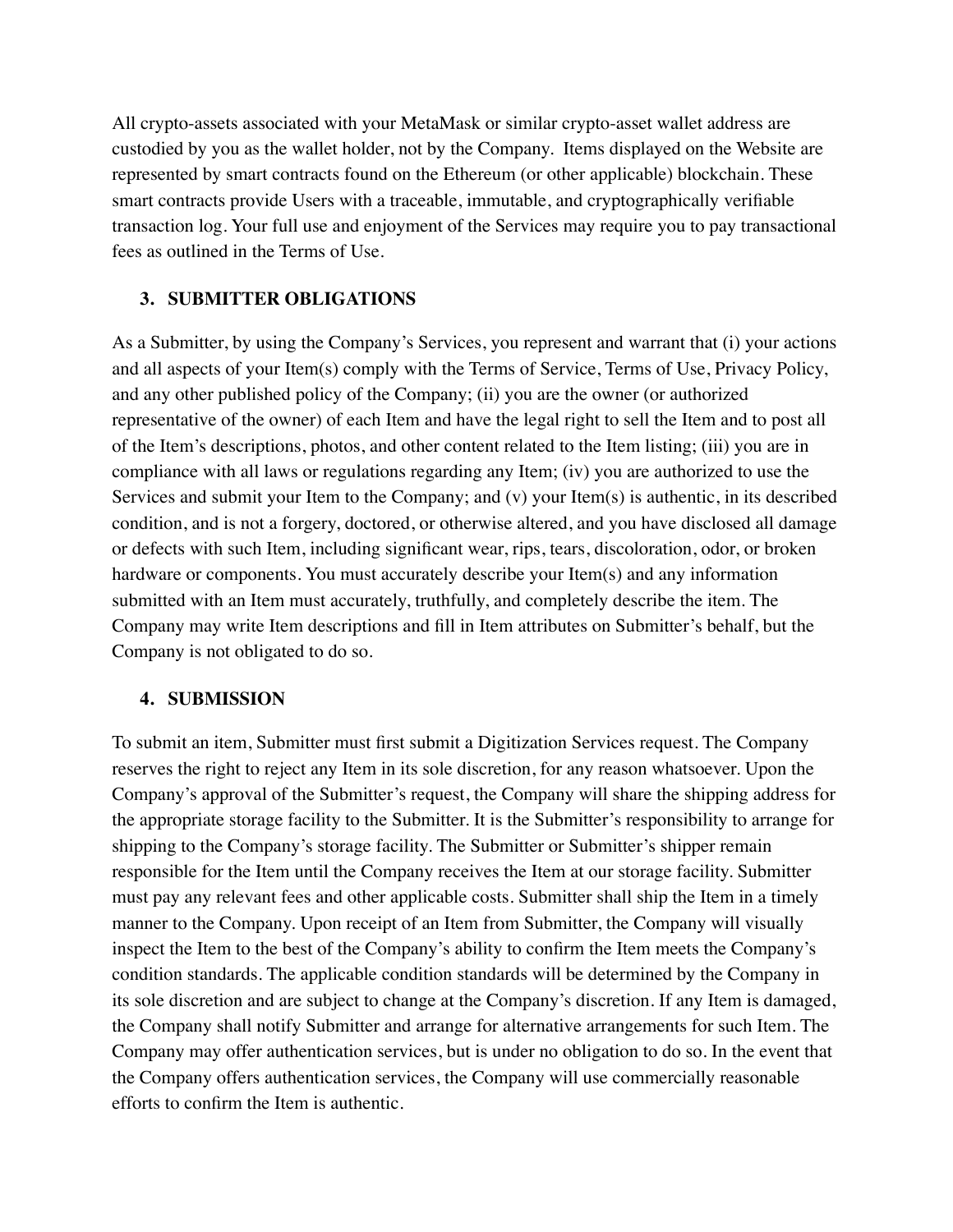All crypto-assets associated with your MetaMask or similar crypto-asset wallet address are custodied by you as the wallet holder, not by the Company. Items displayed on the Website are represented by smart contracts found on the Ethereum (or other applicable) blockchain. These smart contracts provide Users with a traceable, immutable, and cryptographically verifiable transaction log. Your full use and enjoyment of the Services may require you to pay transactional fees as outlined in the Terms of Use.

## 3. SUBMITTER OBLIGATIONS

As a Submitter, by using the Company's Services, you represent and warrant that (i) your actions and all aspects of your Item(s) comply with the Terms of Service, Terms of Use, Privacy Policy, and any other published policy of the Company; (ii) you are the owner (or authorized representative of the owner) of each Item and have the legal right to sell the Item and to post all of the Item's descriptions, photos, and other content related to the Item listing; (iii) you are in compliance with all laws or regulations regarding any Item; (iv) you are authorized to use the Services and submit your Item to the Company; and (v) your Item(s) is authentic, in its described condition, and is not a forgery, doctored, or otherwise altered, and you have disclosed all damage or defects with such Item, including significant wear, rips, tears, discoloration, odor, or broken hardware or components. You must accurately describe your Item(s) and any information submitted with an Item must accurately, truthfully, and completely describe the item. The Company may write Item descriptions and fill in Item attributes on Submitter's behalf, but the Company is not obligated to do so.

## 4. SUBMISSION

To submit an item, Submitter must first submit a Digitization Services request. The Company reserves the right to reject any Item in its sole discretion, for any reason whatsoever. Upon the Company's approval of the Submitter's request, the Company will share the shipping address for the appropriate storage facility to the Submitter. It is the Submitter's responsibility to arrange for shipping to the Company's storage facility. The Submitter or Submitter's shipper remain responsible for the Item until the Company receives the Item at our storage facility. Submitter must pay any relevant fees and other applicable costs. Submitter shall ship the Item in a timely manner to the Company. Upon receipt of an Item from Submitter, the Company will visually inspect the Item to the best of the Company's ability to confirm the Item meets the Company's condition standards. The applicable condition standards will be determined by the Company in its sole discretion and are subject to change at the Company's discretion. If any Item is damaged, the Company shall notify Submitter and arrange for alternative arrangements for such Item. The Company may offer authentication services, but is under no obligation to do so. In the event that the Company offers authentication services, the Company will use commercially reasonable efforts to confirm the Item is authentic.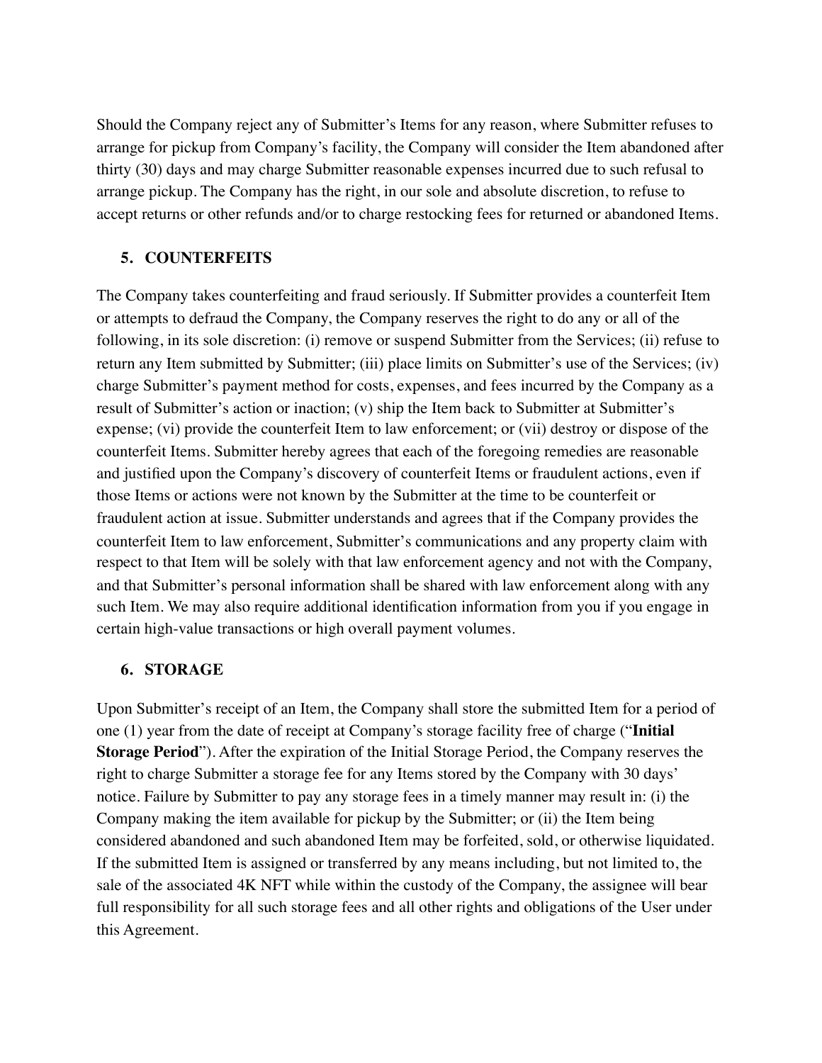Should the Company reject any of Submitter's Items for any reason, where Submitter refuses to arrange for pickup from Company's facility, the Company will consider the Item abandoned after thirty (30) days and may charge Submitter reasonable expenses incurred due to such refusal to arrange pickup. The Company has the right, in our sole and absolute discretion, to refuse to accept returns or other refunds and/or to charge restocking fees for returned or abandoned Items.

## 5. COUNTERFEITS

The Company takes counterfeiting and fraud seriously. If Submitter provides a counterfeit Item or attempts to defraud the Company, the Company reserves the right to do any or all of the following, in its sole discretion: (i) remove or suspend Submitter from the Services; (ii) refuse to return any Item submitted by Submitter; (iii) place limits on Submitter's use of the Services; (iv) charge Submitter's payment method for costs, expenses, and fees incurred by the Company as a result of Submitter's action or inaction; (v) ship the Item back to Submitter at Submitter's expense; (vi) provide the counterfeit Item to law enforcement; or (vii) destroy or dispose of the counterfeit Items. Submitter hereby agrees that each of the foregoing remedies are reasonable and justified upon the Company's discovery of counterfeit Items or fraudulent actions, even if those Items or actions were not known by the Submitter at the time to be counterfeit or fraudulent action at issue. Submitter understands and agrees that if the Company provides the counterfeit Item to law enforcement, Submitter's communications and any property claim with respect to that Item will be solely with that law enforcement agency and not with the Company, and that Submitter's personal information shall be shared with law enforcement along with any such Item. We may also require additional identification information from you if you engage in certain high-value transactions or high overall payment volumes.

## 6. STORAGE

Upon Submitter's receipt of an Item, the Company shall store the submitted Item for a period of one (1) year from the date of receipt at Company's storage facility free of charge ("**Initial Storage Period**"). After the expiration of the Initial Storage Period, the Company reserves the right to charge Submitter a storage fee for any Items stored by the Company with 30 days' notice. Failure by Submitter to pay any storage fees in a timely manner may result in: (i) the Company making the item available for pickup by the Submitter; or (ii) the Item being considered abandoned and such abandoned Item may be forfeited, sold, or otherwise liquidated. If the submitted Item is assigned or transferred by any means including, but not limited to, the sale of the associated 4K NFT while within the custody of the Company, the assignee will bear full responsibility for all such storage fees and all other rights and obligations of the User under this Agreement.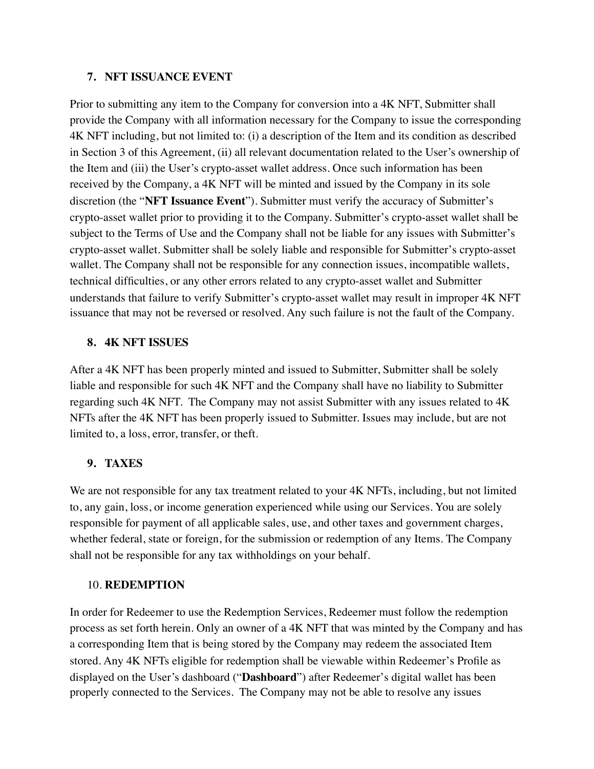## 7. NFT ISSUANCE EVENT

Prior to submitting any item to the Company for conversion into a 4K NFT, Submitter shall provide the Company with all information necessary for the Company to issue the corresponding 4K NFT including, but not limited to: (i) a description of the Item and its condition as described in Section 3 of this Agreement, (ii) all relevant documentation related to the User's ownership of the Item and (iii) the User's crypto-asset wallet address. Once such information has been received by the Company, a 4K NFT will be minted and issued by the Company in its sole discretion (the "**NFT Issuance Event**"). Submitter must verify the accuracy of Submitter's crypto-asset wallet prior to providing it to the Company. Submitter's crypto-asset wallet shall be subject to the Terms of Use and the Company shall not be liable for any issues with Submitter's crypto-asset wallet. Submitter shall be solely liable and responsible for Submitter's crypto-asset wallet. The Company shall not be responsible for any connection issues, incompatible wallets, technical difficulties, or any other errors related to any crypto-asset wallet and Submitter understands that failure to verify Submitter's crypto-asset wallet may result in improper 4K NFT issuance that may not be reversed or resolved. Any such failure is not the fault of the Company.

## 8. 4K NFT ISSUES

After a 4K NFT has been properly minted and issued to Submitter, Submitter shall be solely liable and responsible for such 4K NFT and the Company shall have no liability to Submitter regarding such 4K NFT. The Company may not assist Submitter with any issues related to 4K NFTs after the 4K NFT has been properly issued to Submitter. Issues may include, but are not limited to, a loss, error, transfer, or theft.

## 9. TAXES

We are not responsible for any tax treatment related to your 4K NFTs, including, but not limited to, any gain, loss, or income generation experienced while using our Services. You are solely responsible for payment of all applicable sales, use, and other taxes and government charges, whether federal, state or foreign, for the submission or redemption of any Items. The Company shall not be responsible for any tax withholdings on your behalf.

## 10. REDEMPTION

In order for Redeemer to use the Redemption Services, Redeemer must follow the redemption process as set forth herein. Only an owner of a 4K NFT that was minted by the Company and has a corresponding Item that is being stored by the Company may redeem the associated Item stored. Any 4K NFTs eligible for redemption shall be viewable within Redeemer's Profile as displayed on the User's dashboard ("**Dashboard**") after Redeemer's digital wallet has been properly connected to the Services. The Company may not be able to resolve any issues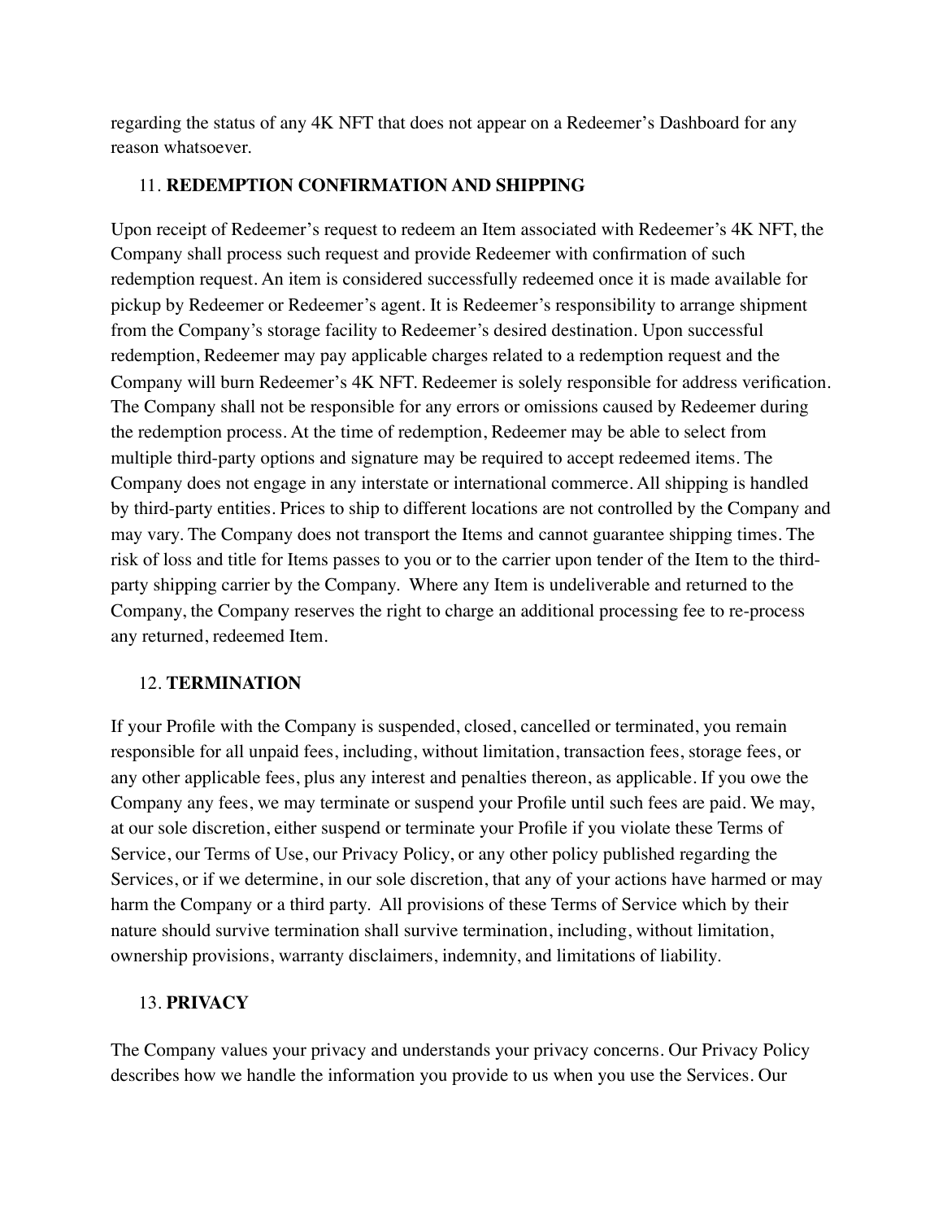regarding the status of any 4K NFT that does not appear on a Redeemer's Dashboard for any reason whatsoever.

## 11. **REDEMPTION CONFIRMATION AND SHIPPING**

Upon receipt of Redeemer's request to redeem an Item associated with Redeemer's 4K NFT, the Company shall process such request and provide Redeemer with confirmation of such redemption request. An item is considered successfully redeemed once it is made available for pickup by Redeemer or Redeemer's agent. It is Redeemer's responsibility to arrange shipment from the Company's storage facility to Redeemer's desired destination. Upon successful redemption, Redeemer may pay applicable charges related to a redemption request and the Company will burn Redeemer's 4K NFT. Redeemer is solely responsible for address verification. The Company shall not be responsible for any errors or omissions caused by Redeemer during the redemption process. At the time of redemption, Redeemer may be able to select from multiple third-party options and signature may be required to accept redeemed items. The Company does not engage in any interstate or international commerce. All shipping is handled by third-party entities. Prices to ship to different locations are not controlled by the Company and may vary. The Company does not transport the Items and cannot guarantee shipping times. The risk of loss and title for Items passes to you or to the carrier upon tender of the Item to the third-party shipping carrier by the Company. Where any Item is undeliverable and returned to the Company, the Company reserves the right to charge an additional processing fee to re-process any returned, redeemed Item.

## 12. **TERMINATION**

If your Profile with the Company is suspended, closed, cancelled or terminated, you remain responsible for all unpaid fees, including, without limitation, transaction fees, storage fees, or any other applicable fees, plus any interest and penalties thereon, as applicable. If you owe the Company any fees, we may terminate or suspend your Profile until such fees are paid. We may, at our sole discretion, either suspend or terminate your Profile if you violate these Terms of Service, our Terms of Use, our Privacy Policy, or any other policy published regarding the Services, or if we determine, in our sole discretion, that any of your actions have harmed or may harm the Company or a third party. All provisions of these Terms of Service which by their nature should survive termination shall survive termination, including, without limitation, ownership provisions, warranty disclaimers, indemnity, and limitations of liability.

## 13. **PRIVACY**

The Company values your privacy and understands your privacy concerns. Our Privacy Policy describes how we handle the information you provide to us when you use the Services. Our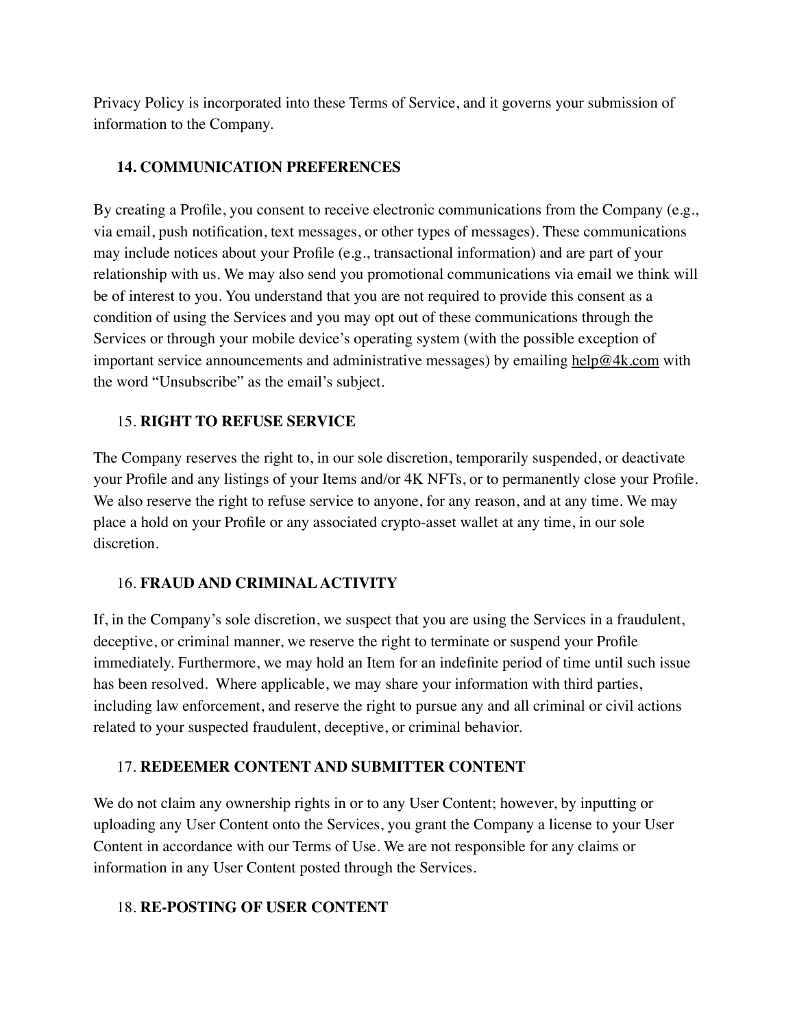Privacy Policy is incorporated into these Terms of Service, and it governs your submission of information to the Company.

## 14. COMMUNICATION PREFERENCES

By creating a Profile, you consent to receive electronic communications from the Company (e.g., via email, push notification, text messages, or other types of messages). These communications may include notices about your Profile (e.g., transactional information) and are part of your relationship with us. We may also send you promotional communications via email we think will be of interest to you. You understand that you are not required to provide this consent as a condition of using the Services and you may opt out of these communications through the Services or through your mobile device's operating system (with the possible exception of important service announcements and administrative messages) by emailing help@4k.com with the word "Unsubscribe" as the email's subject.

## 15. RIGHT TO REFUSE SERVICE

The Company reserves the right to, in our sole discretion, temporarily suspended, or deactivate your Profile and any listings of your Items and/or 4K NFTs, or to permanently close your Profile. We also reserve the right to refuse service to anyone, for any reason, and at any time. We may place a hold on your Profile or any associated crypto-asset wallet at any time, in our sole discretion.

## 16. FRAUD AND CRIMINAL ACTIVITY

If, in the Company's sole discretion, we suspect that you are using the Services in a fraudulent, deceptive, or criminal manner, we reserve the right to terminate or suspend your Profile immediately. Furthermore, we may hold an Item for an indefinite period of time until such issue has been resolved. Where applicable, we may share your information with third parties, including law enforcement, and reserve the right to pursue any and all criminal or civil actions related to your suspected fraudulent, deceptive, or criminal behavior.

## 17. REDEEMER CONTENT AND SUBMITTER CONTENT

We do not claim any ownership rights in or to any User Content; however, by inputting or uploading any User Content onto the Services, you grant the Company a license to your User Content in accordance with our Terms of Use. We are not responsible for any claims or information in any User Content posted through the Services.

## 18. RE-POSTING OF USER CONTENT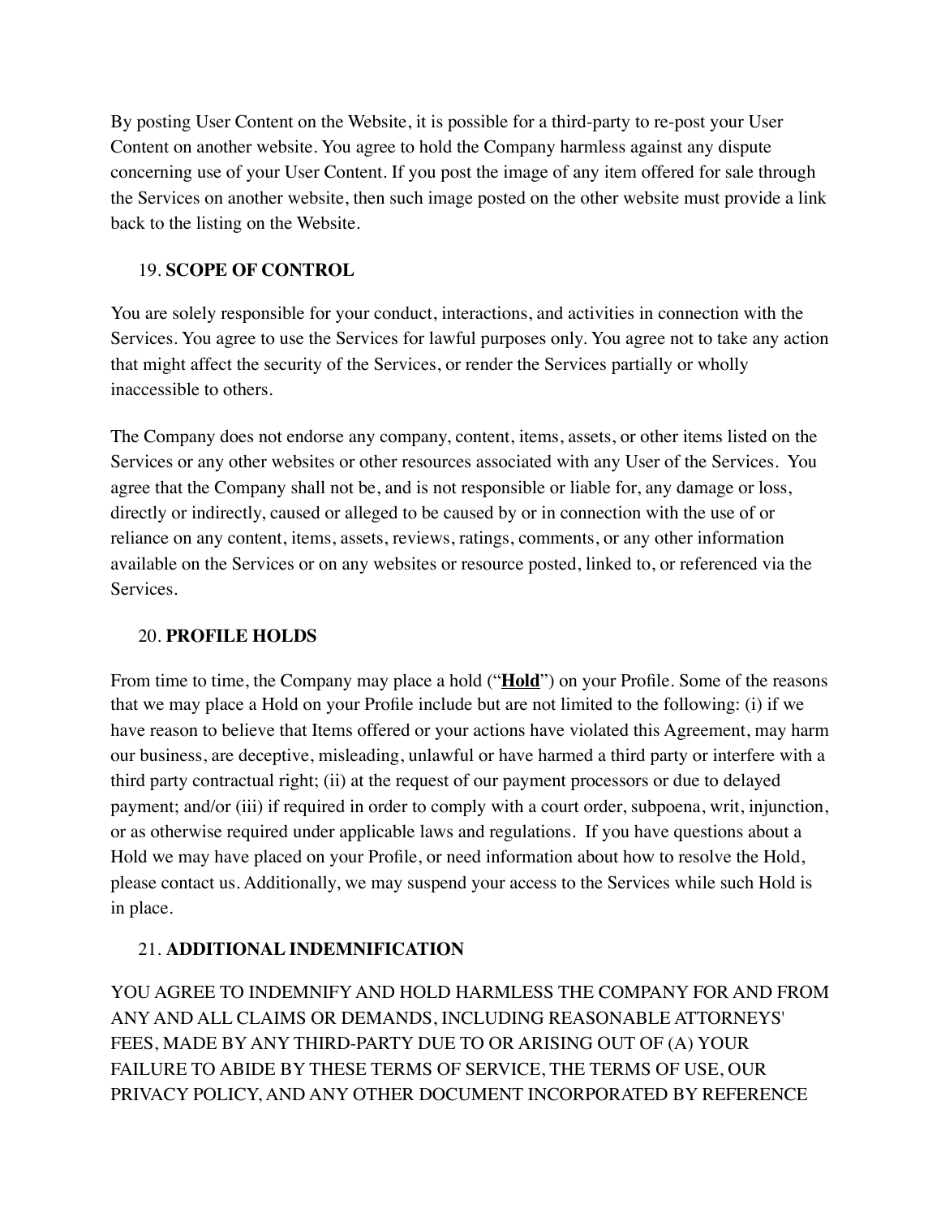By posting User Content on the Website, it is possible for a third-party to re-post your User Content on another website. You agree to hold the Company harmless against any dispute concerning use of your User Content. If you post the image of any item offered for sale through the Services on another website, then such image posted on the other website must provide a link back to the listing on the Website.

## 19. **SCOPE OF CONTROL**

You are solely responsible for your conduct, interactions, and activities in connection with the Services. You agree to use the Services for lawful purposes only. You agree not to take any action that might affect the security of the Services, or render the Services partially or wholly inaccessible to others.

The Company does not endorse any company, content, items, assets, or other items listed on the Services or any other websites or other resources associated with any User of the Services. You agree that the Company shall not be, and is not responsible or liable for, any damage or loss, directly or indirectly, caused or alleged to be caused by or in connection with the use of or reliance on any content, items, assets, reviews, ratings, comments, or any other information available on the Services or on any websites or resource posted, linked to, or referenced via the Services.

## 20. **PROFILE HOLDS**

From time to time, the Company may place a hold ("**<u>Hold</u>**") on your Profile. Some of the reasons that we may place a Hold on your Profile include but are not limited to the following: (i) if we have reason to believe that Items offered or your actions have violated this Agreement, may harm our business, are deceptive, misleading, unlawful or have harmed a third party or interfere with a third party contractual right; (ii) at the request of our payment processors or due to delayed payment; and/or (iii) if required in order to comply with a court order, subpoena, writ, injunction, or as otherwise required under applicable laws and regulations. If you have questions about a Hold we may have placed on your Profile, or need information about how to resolve the Hold, please contact us. Additionally, we may suspend your access to the Services while such Hold is in place.

## 21. **ADDITIONAL INDEMNIFICATION**

YOU AGREE TO INDEMNIFY AND HOLD HARMLESS THE COMPANY FOR AND FROM ANY AND ALL CLAIMS OR DEMANDS, INCLUDING REASONABLE ATTORNEYS' FEES, MADE BY ANY THIRD-PARTY DUE TO OR ARISING OUT OF (A) YOUR FAILURE TO ABIDE BY THESE TERMS OF SERVICE, THE TERMS OF USE, OUR PRIVACY POLICY, AND ANY OTHER DOCUMENT INCORPORATED BY REFERENCE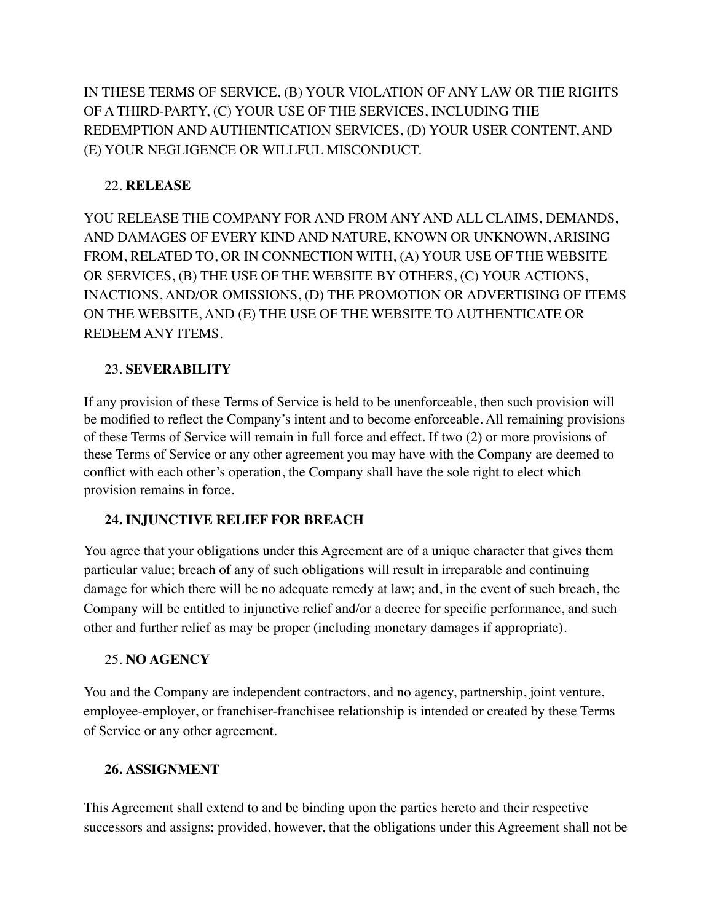IN THESE TERMS OF SERVICE, (B) YOUR VIOLATION OF ANY LAW OR THE RIGHTS OF A THIRD-PARTY, (C) YOUR USE OF THE SERVICES, INCLUDING THE REDEMPTION AND AUTHENTICATION SERVICES, (D) YOUR USER CONTENT, AND (E) YOUR NEGLIGENCE OR WILLFUL MISCONDUCT.

22. **RELEASE**

YOU RELEASE THE COMPANY FOR AND FROM ANY AND ALL CLAIMS, DEMANDS, AND DAMAGES OF EVERY KIND AND NATURE, KNOWN OR UNKNOWN, ARISING FROM, RELATED TO, OR IN CONNECTION WITH, (A) YOUR USE OF THE WEBSITE OR SERVICES, (B) THE USE OF THE WEBSITE BY OTHERS, (C) YOUR ACTIONS, INACTIONS, AND/OR OMISSIONS, (D) THE PROMOTION OR ADVERTISING OF ITEMS ON THE WEBSITE, AND (E) THE USE OF THE WEBSITE TO AUTHENTICATE OR REDEEM ANY ITEMS.

23. **SEVERABILITY**

If any provision of these Terms of Service is held to be unenforceable, then such provision will be modified to reflect the Company's intent and to become enforceable. All remaining provisions of these Terms of Service will remain in full force and effect. If two (2) or more provisions of these Terms of Service or any other agreement you may have with the Company are deemed to conflict with each other's operation, the Company shall have the sole right to elect which provision remains in force.

**24. INJUNCTIVE RELIEF FOR BREACH**

You agree that your obligations under this Agreement are of a unique character that gives them particular value; breach of any of such obligations will result in irreparable and continuing damage for which there will be no adequate remedy at law; and, in the event of such breach, the Company will be entitled to injunctive relief and/or a decree for specific performance, and such other and further relief as may be proper (including monetary damages if appropriate).

25. **NO AGENCY**

You and the Company are independent contractors, and no agency, partnership, joint venture, employee-employer, or franchiser-franchisee relationship is intended or created by these Terms of Service or any other agreement.

**26. ASSIGNMENT**

This Agreement shall extend to and be binding upon the parties hereto and their respective successors and assigns; provided, however, that the obligations under this Agreement shall not be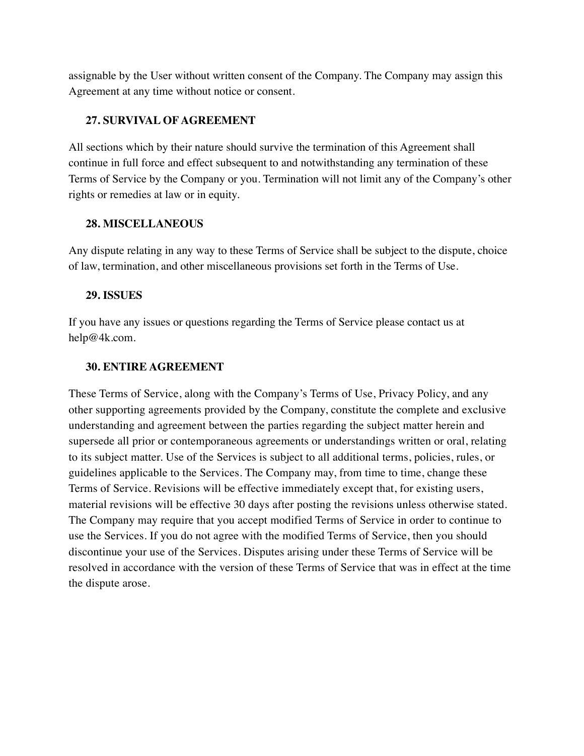assignable by the User without written consent of the Company. The Company may assign this Agreement at any time without notice or consent.

### 27. SURVIVAL OF AGREEMENT

All sections which by their nature should survive the termination of this Agreement shall continue in full force and effect subsequent to and notwithstanding any termination of these Terms of Service by the Company or you. Termination will not limit any of the Company's other rights or remedies at law or in equity.

### 28. MISCELLANEOUS

Any dispute relating in any way to these Terms of Service shall be subject to the dispute, choice of law, termination, and other miscellaneous provisions set forth in the Terms of Use.

### 29. ISSUES

If you have any issues or questions regarding the Terms of Service please contact us at help@4k.com.

### 30. ENTIRE AGREEMENT

These Terms of Service, along with the Company's Terms of Use, Privacy Policy, and any other supporting agreements provided by the Company, constitute the complete and exclusive understanding and agreement between the parties regarding the subject matter herein and supersede all prior or contemporaneous agreements or understandings written or oral, relating to its subject matter. Use of the Services is subject to all additional terms, policies, rules, or guidelines applicable to the Services. The Company may, from time to time, change these Terms of Service. Revisions will be effective immediately except that, for existing users, material revisions will be effective 30 days after posting the revisions unless otherwise stated. The Company may require that you accept modified Terms of Service in order to continue to use the Services. If you do not agree with the modified Terms of Service, then you should discontinue your use of the Services. Disputes arising under these Terms of Service will be resolved in accordance with the version of these Terms of Service that was in effect at the time the dispute arose.